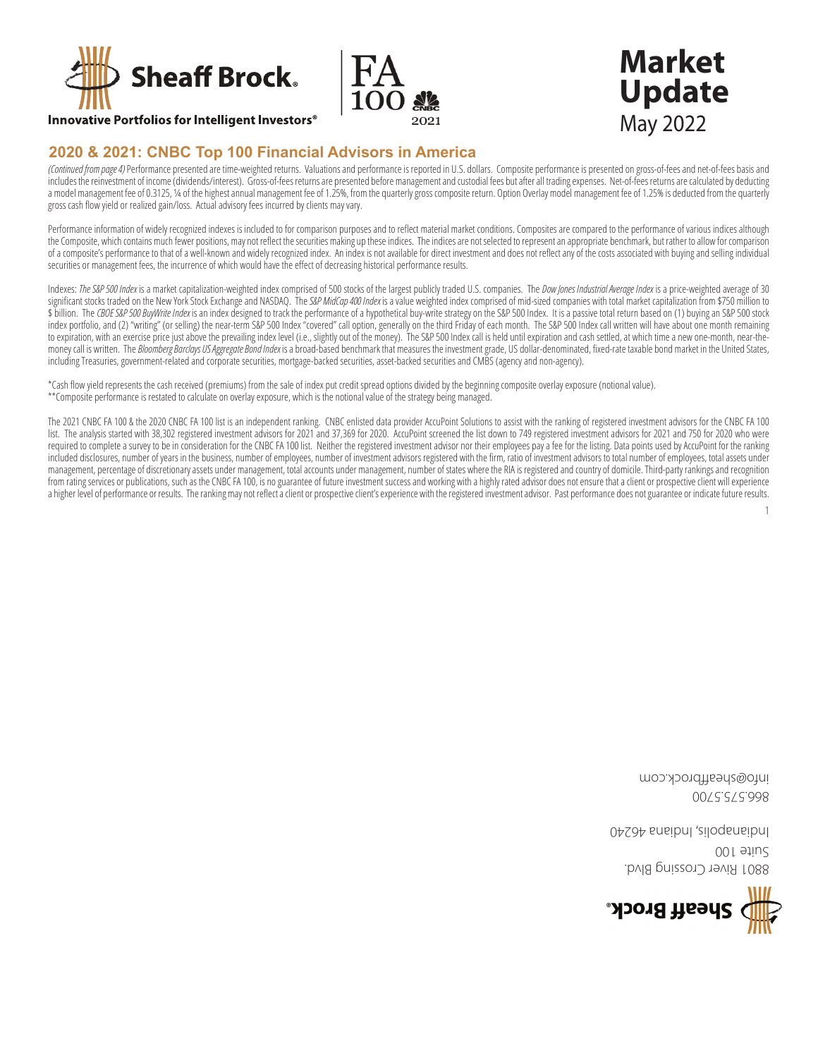**Sheaff Brock.**

**Innovative Portfolios for Intelligent Investors®**

FA 100 CNBC 2021

# Market Update
May 2022

## 2020 & 2021: CNBC Top 100 Financial Advisors in America

*(Continued from page 4)* Performance presented are time-weighted returns. Valuations and performance is reported in U.S. dollars. Composite performance is presented on gross-of-fees and net-of-fees basis and includes the reinvestment of income (dividends/interest). Gross-of-fees returns are presented before management and custodial fees but after all trading expenses. Net-of-fees returns are calculated by deducting a model management fee of 0.3125, ¼ of the highest annual management fee of 1.25%, from the quarterly gross composite return. Option Overlay model management fee of 1.25% is deducted from the quarterly gross cash flow yield or realized gain/loss. Actual advisory fees incurred by clients may vary.

Performance information of widely recognized indexes is included to for comparison purposes and to reflect material market conditions. Composites are compared to the performance of various indices although the Composite, which contains much fewer positions, may not reflect the securities making up these indices. The indices are not selected to represent an appropriate benchmark, but rather to allow for comparison of a composite's performance to that of a well-known and widely recognized index. An index is not available for direct investment and does not reflect any of the costs associated with buying and selling individual securities or management fees, the incurrence of which would have the effect of decreasing historical performance results.

Indexes: *The S&P 500 Index* is a market capitalization-weighted index comprised of 500 stocks of the largest publicly traded U.S. companies. The *Dow Jones Industrial Average Index* is a price-weighted average of 30 significant stocks traded on the New York Stock Exchange and NASDAQ. The *S&P MidCap 400 Index* is a value weighted index comprised of mid-sized companies with total market capitalization from $750 million to $ billion. The *CBOE S&P 500 BuyWrite Index* is an index designed to track the performance of a hypothetical buy-write strategy on the S&P 500 Index. It is a passive total return based on (1) buying an S&P 500 stock index portfolio, and (2) "writing" (or selling) the near-term S&P 500 Index "covered" call option, generally on the third Friday of each month. The S&P 500 Index call written will have about one month remaining to expiration, with an exercise price just above the prevailing index level (i.e., slightly out of the money). The S&P 500 Index call is held until expiration and cash settled, at which time a new one-month, near-the-money call is written. The *Bloomberg Barclays US Aggregate Bond Index* is a broad-based benchmark that measures the investment grade, US dollar-denominated, fixed-rate taxable bond market in the United States, including Treasuries, government-related and corporate securities, mortgage-backed securities, asset-backed securities and CMBS (agency and non-agency).

*Cash flow yield represents the cash received (premiums) from the sale of index put credit spread options divided by the beginning composite overlay exposure (notional value).
**Composite performance is restated to calculate on overlay exposure, which is the notional value of the strategy being managed.

The 2021 CNBC FA 100 & the 2020 CNBC FA 100 list is an independent ranking. CNBC enlisted data provider AccuPoint Solutions to assist with the ranking of registered investment advisors for the CNBC FA 100 list. The analysis started with 38,302 registered investment advisors for 2021 and 37,369 for 2020. AccuPoint screened the list down to 749 registered investment advisors for 2021 and 750 for 2020 who were required to complete a survey to be in consideration for the CNBC FA 100 list. Neither the registered investment advisor nor their employees pay a fee for the listing. Data points used by AccuPoint for the ranking included disclosures, number of years in the business, number of employees, number of investment advisors registered with the firm, ratio of investment advisors to total number of employees, total assets under management, percentage of discretionary assets under management, total accounts under management, number of states where the RIA is registered and country of domicile. Third-party rankings and recognition from rating services or publications, such as the CNBC FA 100, is no guarantee of future investment success and working with a highly rated advisor does not ensure that a client or prospective client will experience a higher level of performance or results. The ranking may not reflect a client or prospective client's experience with the registered investment advisor. Past performance does not guarantee or indicate future results.

**Sheaff Brock.**

8801 River Crossing Blvd.
Suite 100
Indianapolis, Indiana 46240

866.575.5700
info@sheaffbrock.com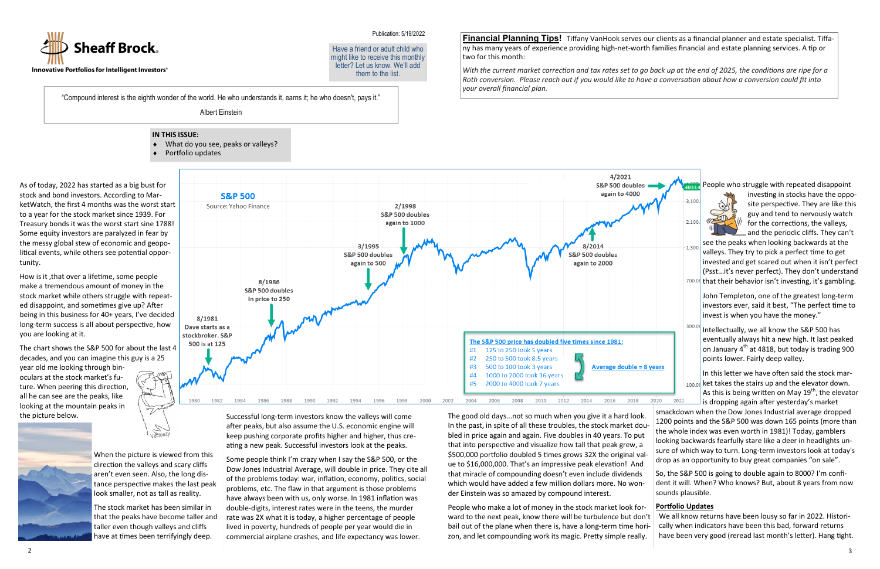Publication: 5/19/2022

Have a friend or adult child who might like to receive this monthly letter? Let us know. We'll add them to the list.

**Sheaff Brock**

Innovative Portfolios for Intelligent Investors®

"Compound interest is the eighth wonder of the world. He who understands it, earns it; he who doesn't, pays it."

Albert Einstein

**IN THIS ISSUE:**

- What do you see, peaks or valleys?
- Portfolio updates

**Financial Planning Tips!** Tiffany VanHook serves our clients as a financial planner and estate specialist. Tiffany has many years of experience providing high-net-worth families financial and estate planning services. A tip or two for this month:

*With the current market correction and tax rates set to go back up at the end of 2025, the conditions are ripe for a Roth conversion. Please reach out if you would like to have a conversation about how a conversion could fit into your overall financial plan.*

As of today, 2022 has started as a big bust for stock and bond investors. According to MarketWatch, the first 4 months was the worst start to a year for the stock market since 1939. For Treasury bonds it was the worst start since 1788! Some equity investors are paralyzed in fear by the messy global stew of economic and geopolitical events, while others see potential opportunity.

How is it ,that over a lifetime, some people make a tremendous amount of money in the stock market while others struggle with repeated disappoint, and sometimes give up? After being in this business for 40+ years, I've decided long-term success is all about perspective, how you are looking at it.

The chart shows the S&P 500 for about the last 4 decades, and you can imagine this guy is a 25 year old me looking through binoculars at the stock market's future. When peering this direction, all he can see are the peaks, like looking at the mountain peaks in the picture below.

**S&P 500**

Source: Yahoo Finance

- 8/1981 Dave starts as a stockbroker. S&P 500 is at 125
- 8/1986 S&P 500 doubles in price to 250
- 3/1995 S&P 500 doubles again to 500
- 2/1998 S&P 500 doubles again to 1000
- 8/2014 S&P 500 doubles again to 2000
- 4/2021 S&P 500 doubles again to 4000

**The S&P 500 price has doubled five times since 1981:**

- #1 125 to 250 took 5 years
- #2 250 to 500 took 8.5 years
- #3 500 to 100 took 3 years
- #4 1000 to 2000 took 16 years
- #5 2000 to 4000 took 7 years

**Average double = 8 years**

When the picture is viewed from this direction the valleys and scary cliffs aren't even seen. Also, the long distance perspective makes the last peak look smaller, not as tall as reality.

The stock market has been similar in that the peaks have become taller and taller even though valleys and cliffs have at times been terrifyingly deep.

Successful long-term investors know the valleys will come after peaks, but also assume the U.S. economic engine will keep pushing corporate profits higher and higher, thus creating a new peak. Successful investors look at the peaks.

Some people think I'm crazy when I say the S&P 500, or the Dow Jones Industrial Average, will double in price. They cite all of the problems today: war, inflation, economy, politics, social problems, etc. The flaw in that argument is those problems have always been with us, only worse. In 1981 inflation was double-digits, interest rates were in the teens, the murder rate was 2X what it is today, a higher percentage of people lived in poverty, hundreds of people per year would die in commercial airplane crashes, and life expectancy was lower.

The good old days...not so much when you give it a hard look. In the past, in spite of all these troubles, the stock market doubled in price again and again. Five doubles in 40 years. To put that into perspective and visualize how tall that peak grew, a $500,000 portfolio doubled 5 times grows 32X the original value to $16,000,000. That's an impressive peak elevation! And that miracle of compounding doesn't even include dividends which would have added a few million dollars more. No wonder Einstein was so amazed by compound interest.

People who make a lot of money in the stock market look forward to the next peak, know there will be turbulence but don't bail out of the plane when there is, have a long-term time horizon, and let compounding work its magic. Pretty simple really.

People who struggle with repeated disappoint investing in stocks have the opposite perspective. They are like this guy and tend to nervously watch for the corrections, the valleys, and the periodic cliffs. They can't see the peaks when looking backwards at the valleys. They try to pick a perfect time to get invested and get scared out when it isn't perfect (Psst...it's never perfect). They don't understand that their behavior isn't investing, it's gambling.

John Templeton, one of the greatest long-term investors ever, said it best, "The perfect time to invest is when you have the money."

Intellectually, we all know the S&P 500 has eventually always hit a new high. It last peaked on January 4th at 4818, but today is trading 900 points lower. Fairly deep valley.

In this letter we have often said the stock market takes the stairs up and the elevator down. As this is being written on May 19th, the elevator is dropping again after yesterday's market smackdown when the Dow Jones Industrial average dropped 1200 points and the S&P 500 was down 165 points (more than the whole index was ever worth in 1981)! Today, gamblers looking backwards fearfully stare like a deer in headlights unsure of which way to turn. Long-term investors look at today's drop as an opportunity to buy great companies "on sale".

So, the S&P 500 is going to double again to 8000? I'm confident it will. When? Who knows? But, about 8 years from now sounds plausible.

**Portfolio Updates**

We all know returns have been lousy so far in 2022. Historically when indicators have been this bad, forward returns have been very good (reread last month's letter). Hang tight.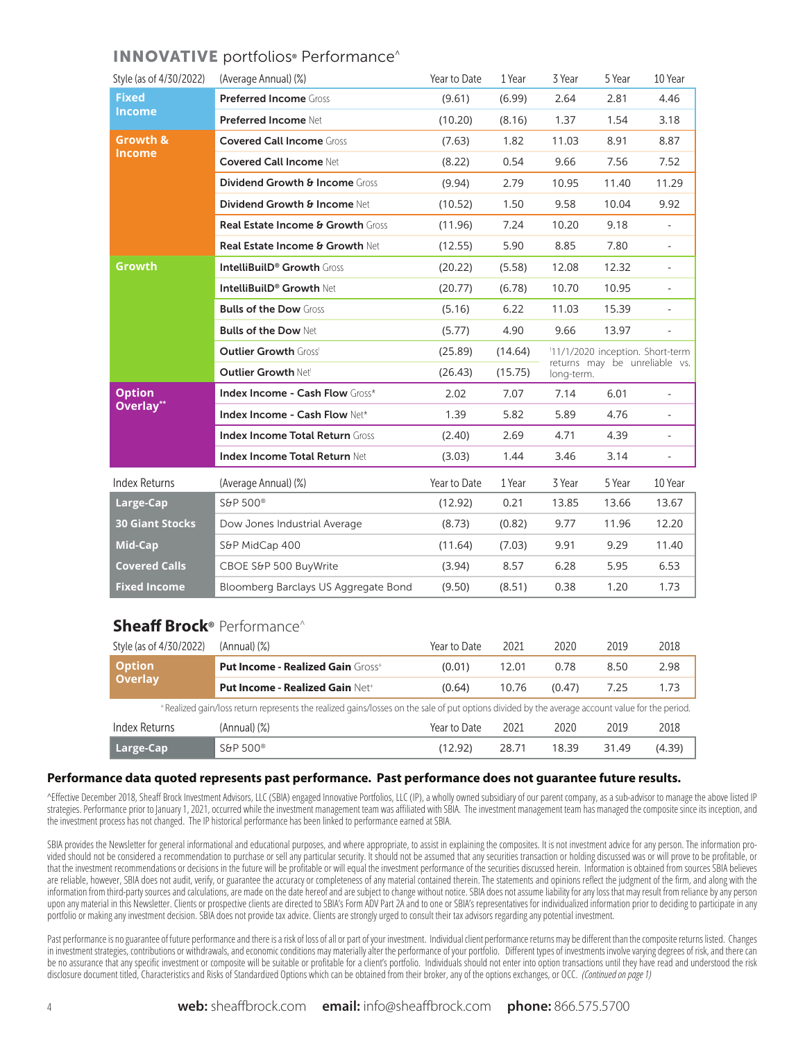## INNOVATIVE portfolios® Performance^

| Style (as of 4/30/2022) | (Average Annual) (%) | Year to Date | 1 Year | 3 Year | 5 Year | 10 Year |
|---|---|---|---|---|---|---|
| Fixed Income | **Preferred Income** Gross | (9.61) | (6.99) | 2.64 | 2.81 | 4.46 |
| | **Preferred Income** Net | (10.20) | (8.16) | 1.37 | 1.54 | 3.18 |
| Growth & Income | **Covered Call Income** Gross | (7.63) | 1.82 | 11.03 | 8.91 | 8.87 |
| | **Covered Call Income** Net | (8.22) | 0.54 | 9.66 | 7.56 | 7.52 |
| | **Dividend Growth & Income** Gross | (9.94) | 2.79 | 10.95 | 11.40 | 11.29 |
| | **Dividend Growth & Income** Net | (10.52) | 1.50 | 9.58 | 10.04 | 9.92 |
| | **Real Estate Income & Growth** Gross | (11.96) | 7.24 | 10.20 | 9.18 | - |
| | **Real Estate Income & Growth** Net | (12.55) | 5.90 | 8.85 | 7.80 | - |
| Growth | **IntelliBuilD® Growth** Gross | (20.22) | (5.58) | 12.08 | 12.32 | - |
| | **IntelliBuilD® Growth** Net | (20.77) | (6.78) | 10.70 | 10.95 | - |
| | **Bulls of the Dow** Gross | (5.16) | 6.22 | 11.03 | 15.39 | - |
| | **Bulls of the Dow** Net | (5.77) | 4.90 | 9.66 | 13.97 | - |
| | **Outlier Growth** Gross[i] | (25.89) | (14.64) | [i]11/1/2020 inception. Short-term returns may be unreliable vs. long-term. | | |
| | **Outlier Growth** Net[i] | (26.43) | (15.75) | | | |
| Option Overlay** | **Index Income - Cash Flow** Gross* | 2.02 | 7.07 | 7.14 | 6.01 | - |
| | **Index Income - Cash Flow** Net* | 1.39 | 5.82 | 5.89 | 4.76 | - |
| | **Index Income Total Return** Gross | (2.40) | 2.69 | 4.71 | 4.39 | - |
| | **Index Income Total Return** Net | (3.03) | 1.44 | 3.46 | 3.14 | - |

| Index Returns | (Average Annual) (%) | Year to Date | 1 Year | 3 Year | 5 Year | 10 Year |
|---|---|---|---|---|---|---|
| Large-Cap | S&P 500® | (12.92) | 0.21 | 13.85 | 13.66 | 13.67 |
| 30 Giant Stocks | Dow Jones Industrial Average | (8.73) | (0.82) | 9.77 | 11.96 | 12.20 |
| Mid-Cap | S&P MidCap 400 | (11.64) | (7.03) | 9.91 | 9.29 | 11.40 |
| Covered Calls | CBOE S&P 500 BuyWrite | (3.94) | 8.57 | 6.28 | 5.95 | 6.53 |
| Fixed Income | Bloomberg Barclays US Aggregate Bond | (9.50) | (8.51) | 0.38 | 1.20 | 1.73 |

## Sheaff Brock® Performance^

| Style (as of 4/30/2022) | (Annual) (%) | Year to Date | 2021 | 2020 | 2019 | 2018 |
|---|---|---|---|---|---|---|
| Option Overlay | **Put Income - Realized Gain** Gross+ | (0.01) | 12.01 | 0.78 | 8.50 | 2.98 |
| | **Put Income - Realized Gain** Net+ | (0.64) | 10.76 | (0.47) | 7.25 | 1.73 |

+Realized gain/loss return represents the realized gains/losses on the sale of put options divided by the average account value for the period.

| Index Returns | (Annual) (%) | Year to Date | 2021 | 2020 | 2019 | 2018 |
|---|---|---|---|---|---|---|
| Large-Cap | S&P 500® | (12.92) | 28.71 | 18.39 | 31.49 | (4.39) |

**Performance data quoted represents past performance. Past performance does not guarantee future results.**

^Effective December 2018, Sheaff Brock Investment Advisors, LLC (SBIA) engaged Innovative Portfolios, LLC (IP), a wholly owned subsidiary of our parent company, as a sub-advisor to manage the above listed IP strategies. Performance prior to January 1, 2021, occurred while the investment management team was affiliated with SBIA. The investment management team has managed the composite since its inception, and the investment process has not changed. The IP historical performance has been linked to performance earned at SBIA.

SBIA provides the Newsletter for general informational and educational purposes, and where appropriate, to assist in explaining the composites. It is not investment advice for any person. The information provided should not be considered a recommendation to purchase or sell any particular security. It should not be assumed that any securities transaction or holding discussed was or will prove to be profitable, or that the investment recommendations or decisions in the future will be profitable or will equal the investment performance of the securities discussed herein. Information is obtained from sources SBIA believes are reliable, however, SBIA does not audit, verify, or guarantee the accuracy or completeness of any material contained therein. The statements and opinions reflect the judgment of the firm, and along with the information from third-party sources and calculations, are made on the date hereof and are subject to change without notice. SBIA does not assume liability for any loss that may result from reliance by any person upon any material in this Newsletter. Clients or prospective clients are directed to SBIA's Form ADV Part 2A and to one or SBIA's representatives for individualized information prior to deciding to participate in any portfolio or making any investment decision. SBIA does not provide tax advice. Clients are strongly urged to consult their tax advisors regarding any potential investment.

Past performance is no guarantee of future performance and there is a risk of loss of all or part of your investment. Individual client performance returns may be different than the composite returns listed. Changes in investment strategies, contributions or withdrawals, and economic conditions may materially alter the performance of your portfolio. Different types of investments involve varying degrees of risk, and there can be no assurance that any specific investment or composite will be suitable or profitable for a client's portfolio. Individuals should not enter into option transactions until they have read and understood the risk disclosure document titled, Characteristics and Risks of Standardized Options which can be obtained from their broker, any of the options exchanges, or OCC. *(Continued on page 1)*

**web:** sheaffbrock.com **email:** info@sheaffbrock.com **phone:** 866.575.5700